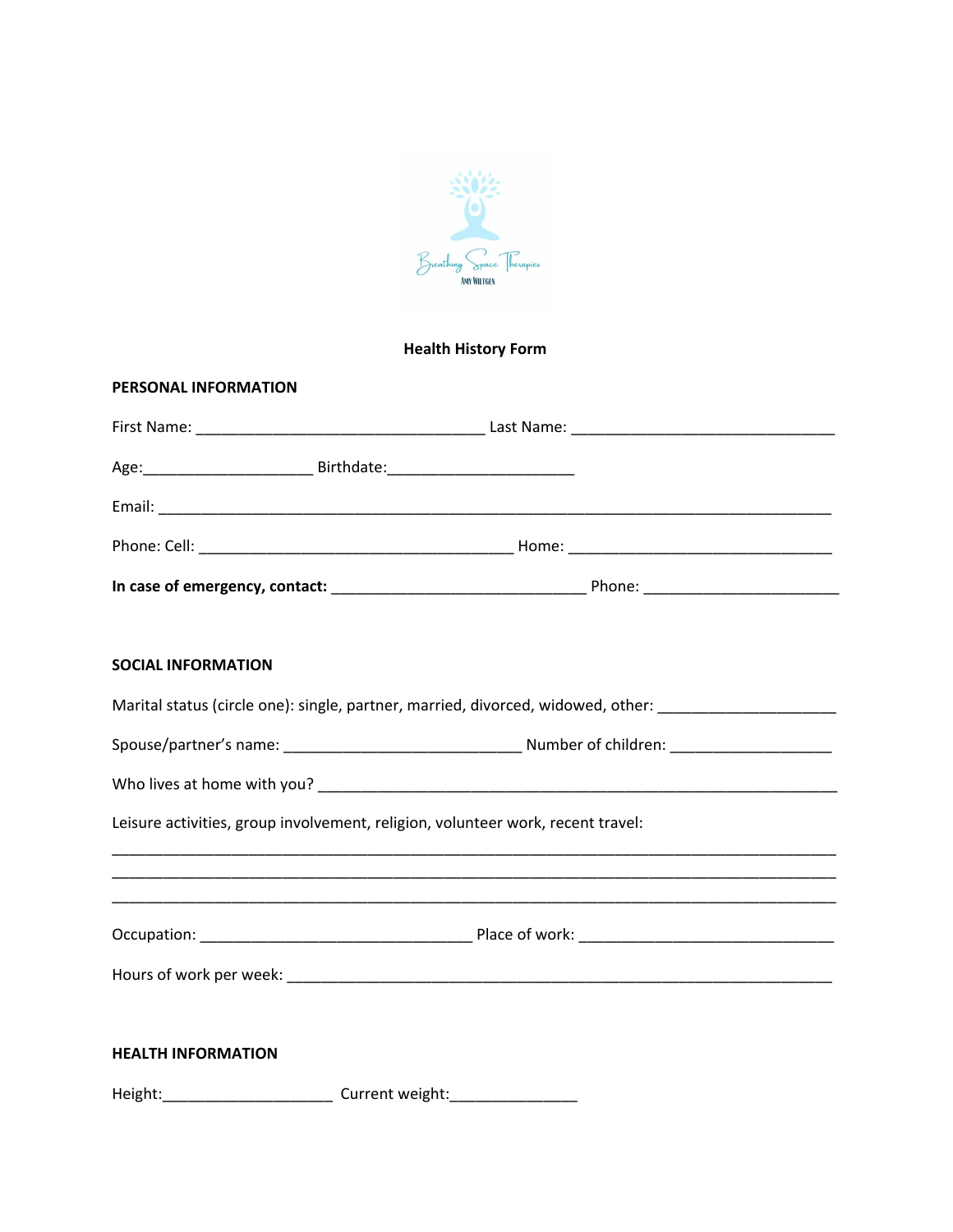Breathing Space Therapies
Amy Wiltgen

# Health History Form

## PERSONAL INFORMATION

First Name: __________________________________ Last Name: _______________________________

Age:____________________ Birthdate:______________________

Email: _______________________________________________________________________________

Phone: Cell: _____________________________________ Home: _______________________________

**In case of emergency, contact:** ______________________________ Phone: _______________________

## SOCIAL INFORMATION

Marital status (circle one): single, partner, married, divorced, widowed, other: ____________________

Spouse/partner's name: ____________________________ Number of children: __________________

Who lives at home with you? _____________________________________________________________

Leisure activities, group involvement, religion, volunteer work, recent travel:

_________________________________________________________________________________

_________________________________________________________________________________

_________________________________________________________________________________

Occupation: ________________________________ Place of work: ______________________________

Hours of work per week: ________________________________________________________________

## HEALTH INFORMATION

Height:____________________ Current weight:_______________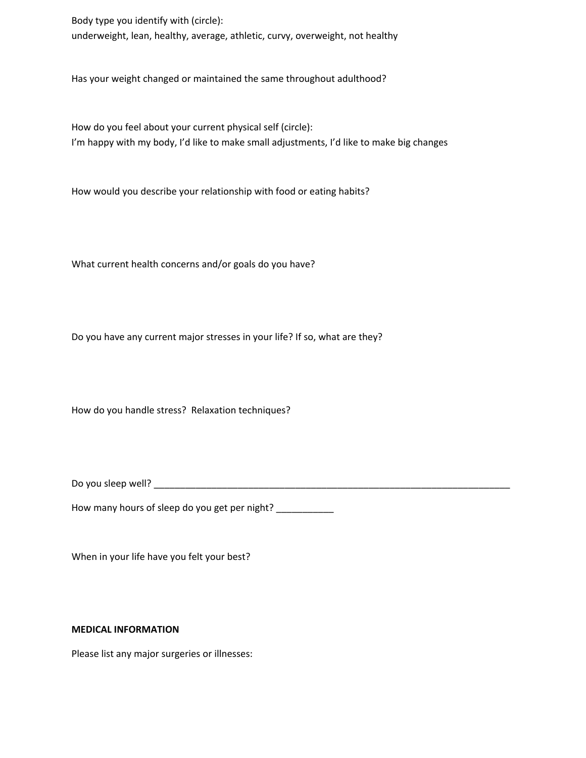Body type you identify with (circle):
underweight, lean, healthy, average, athletic, curvy, overweight, not healthy

Has your weight changed or maintained the same throughout adulthood?

How do you feel about your current physical self (circle):
I'm happy with my body, I'd like to make small adjustments, I'd like to make big changes

How would you describe your relationship with food or eating habits?

What current health concerns and/or goals do you have?

Do you have any current major stresses in your life? If so, what are they?

How do you handle stress? Relaxation techniques?

Do you sleep well? ______________________________________________________________________

How many hours of sleep do you get per night? ___________

When in your life have you felt your best?

**MEDICAL INFORMATION**

Please list any major surgeries or illnesses: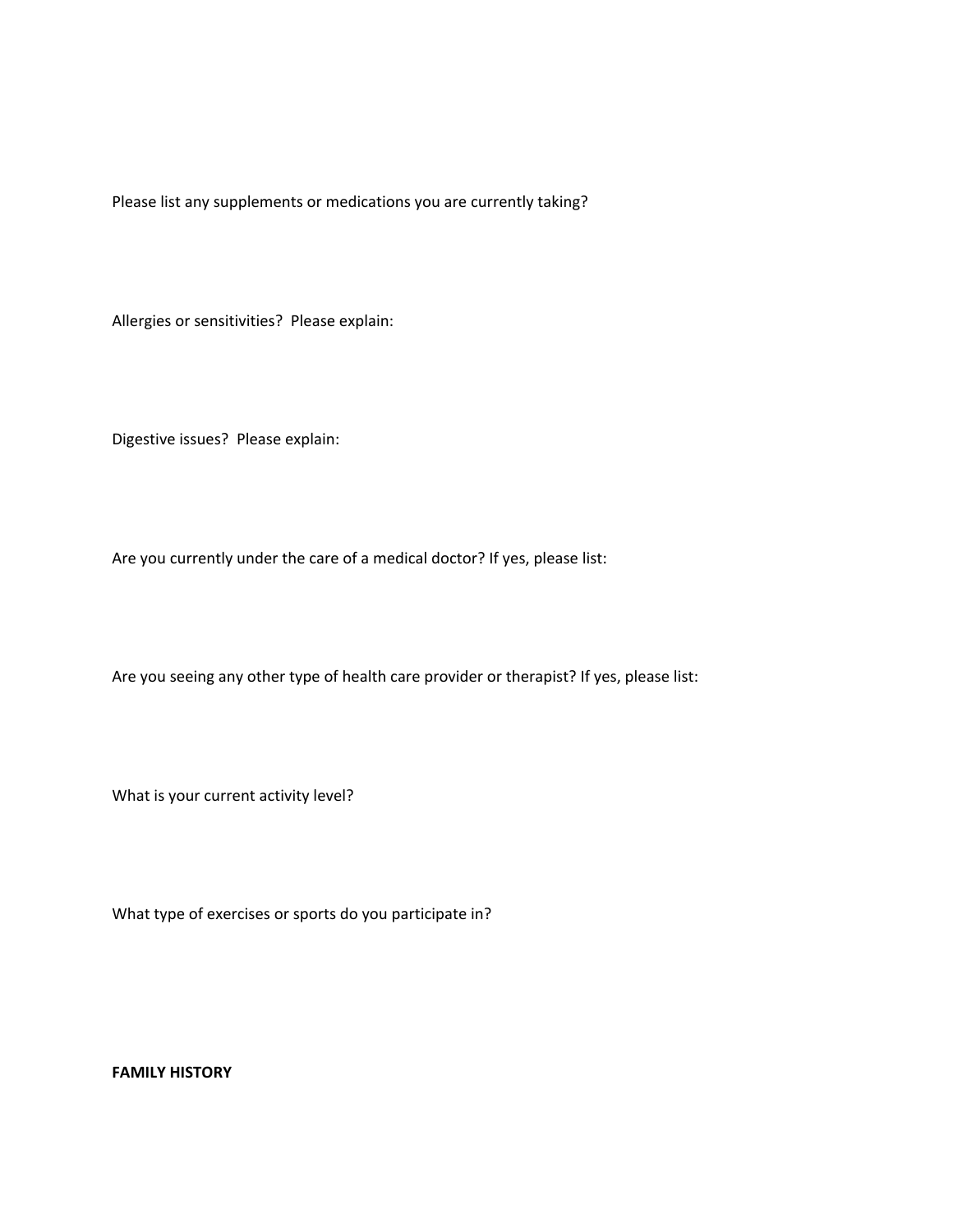Please list any supplements or medications you are currently taking?

Allergies or sensitivities? Please explain:

Digestive issues? Please explain:

Are you currently under the care of a medical doctor? If yes, please list:

Are you seeing any other type of health care provider or therapist? If yes, please list:

What is your current activity level?

What type of exercises or sports do you participate in?

**FAMILY HISTORY**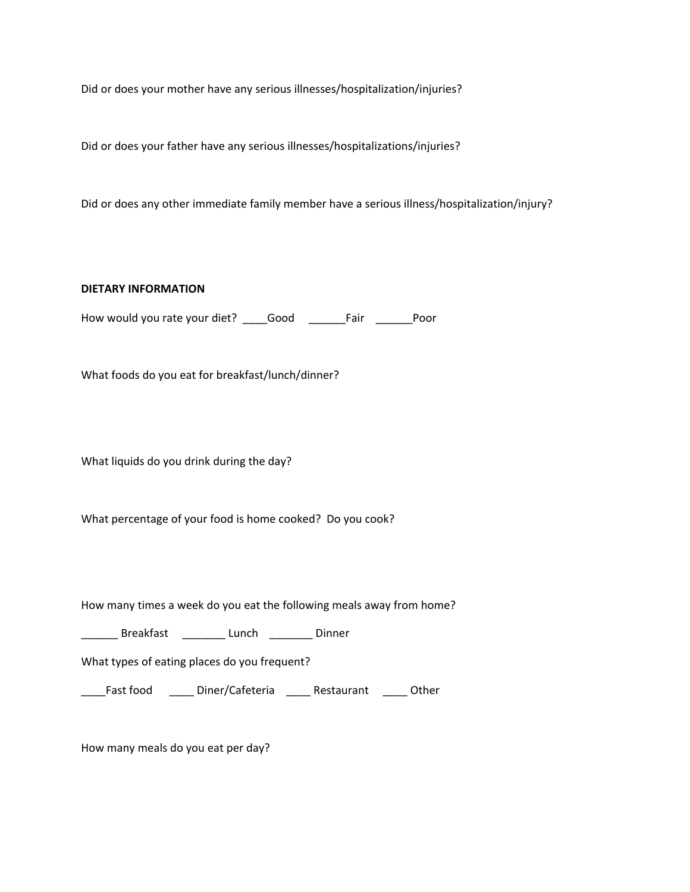Did or does your mother have any serious illnesses/hospitalization/injuries?

Did or does your father have any serious illnesses/hospitalizations/injuries?

Did or does any other immediate family member have a serious illness/hospitalization/injury?

**DIETARY INFORMATION**

How would you rate your diet? ____Good ______Fair ______Poor

What foods do you eat for breakfast/lunch/dinner?

What liquids do you drink during the day?

What percentage of your food is home cooked? Do you cook?

How many times a week do you eat the following meals away from home?

______ Breakfast _______ Lunch _______ Dinner

What types of eating places do you frequent?

____Fast food ____ Diner/Cafeteria ____ Restaurant ____ Other

How many meals do you eat per day?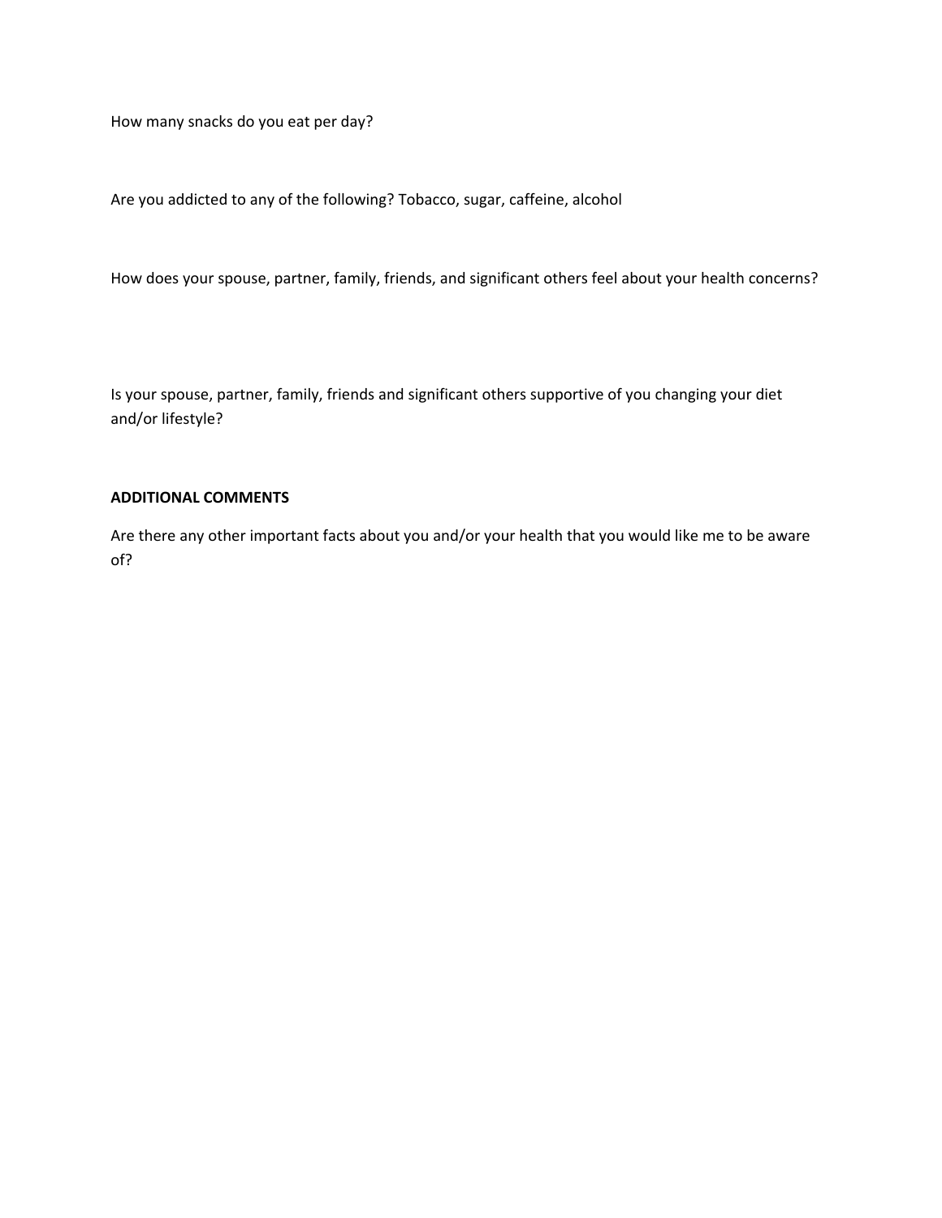How many snacks do you eat per day?

Are you addicted to any of the following? Tobacco, sugar, caffeine, alcohol

How does your spouse, partner, family, friends, and significant others feel about your health concerns?

Is your spouse, partner, family, friends and significant others supportive of you changing your diet and/or lifestyle?

**ADDITIONAL COMMENTS**

Are there any other important facts about you and/or your health that you would like me to be aware of?